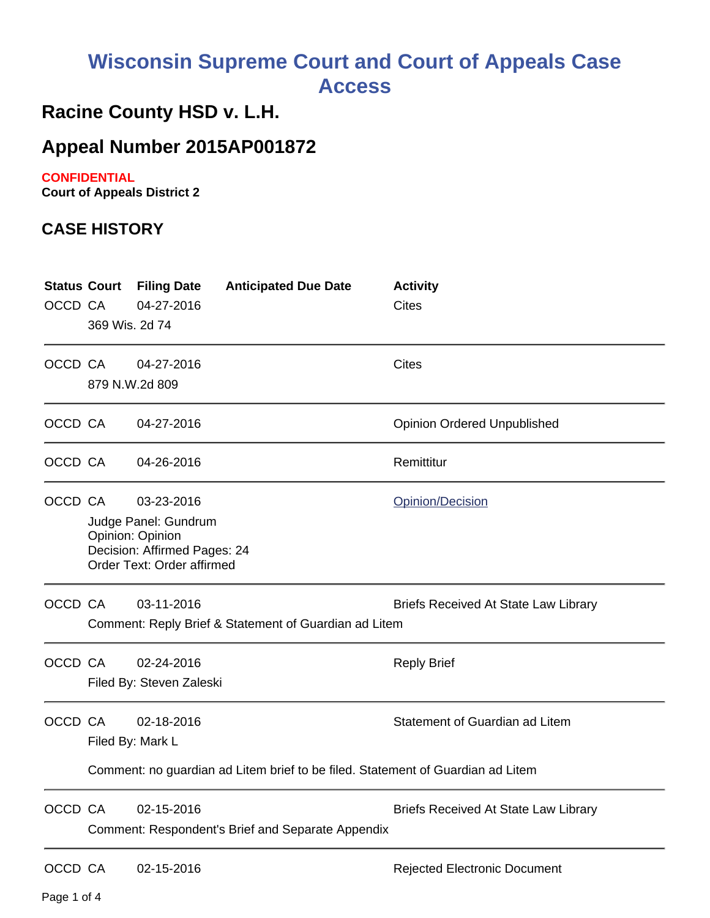# Wisconsin Supreme Court and Court of Appeals Case Access

## Racine County HSD v. L.H.

## Appeal Number 2015AP001872

**CONFIDENTIAL**

**Court of Appeals District 2**

### CASE HISTORY

| Status | Court | Filing Date | Anticipated Due Date | Activity |
|---|---|---|---|---|
| OCCD | CA | 04-27-2016 | | Cites |
| | 369 Wis. 2d 74 | | | |
| OCCD | CA | 04-27-2016 | | Cites |
| | 879 N.W.2d 809 | | | |
| OCCD | CA | 04-27-2016 | | Opinion Ordered Unpublished |
| OCCD | CA | 04-26-2016 | | Remittitur |
| OCCD | CA | 03-23-2016 | | Opinion/Decision |
| | Judge Panel: Gundrum<br>Opinion: Opinion<br>Decision: Affirmed Pages: 24<br>Order Text: Order affirmed | | | |
| OCCD | CA | 03-11-2016 | | Briefs Received At State Law Library |
| | Comment: Reply Brief & Statement of Guardian ad Litem | | | |
| OCCD | CA | 02-24-2016 | | Reply Brief |
| | Filed By: Steven Zaleski | | | |
| OCCD | CA | 02-18-2016 | | Statement of Guardian ad Litem |
| | Filed By: Mark L<br>Comment: no guardian ad Litem brief to be filed. Statement of Guardian ad Litem | | | |
| OCCD | CA | 02-15-2016 | | Briefs Received At State Law Library |
| | Comment: Respondent's Brief and Separate Appendix | | | |
| OCCD | CA | 02-15-2016 | | Rejected Electronic Document |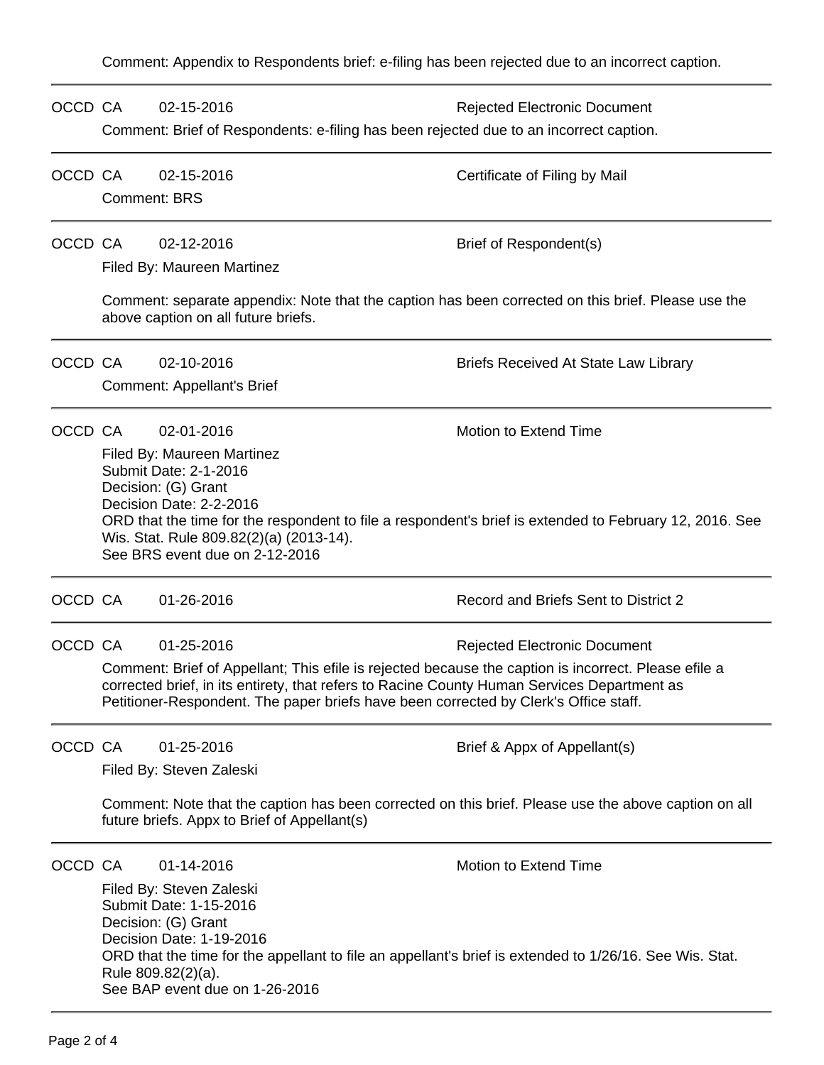Comment: Appendix to Respondents brief: e-filing has been rejected due to an incorrect caption.

---

OCCD CA 02-15-2016 Rejected Electronic Document

Comment: Brief of Respondents: e-filing has been rejected due to an incorrect caption.

---

OCCD CA 02-15-2016 Certificate of Filing by Mail

Comment: BRS

---

OCCD CA 02-12-2016 Brief of Respondent(s)

Filed By: Maureen Martinez

Comment: separate appendix: Note that the caption has been corrected on this brief. Please use the above caption on all future briefs.

---

OCCD CA 02-10-2016 Briefs Received At State Law Library

Comment: Appellant's Brief

---

OCCD CA 02-01-2016 Motion to Extend Time

Filed By: Maureen Martinez
Submit Date: 2-1-2016
Decision: (G) Grant
Decision Date: 2-2-2016
ORD that the time for the respondent to file a respondent's brief is extended to February 12, 2016. See Wis. Stat. Rule 809.82(2)(a) (2013-14).
See BRS event due on 2-12-2016

---

OCCD CA 01-26-2016 Record and Briefs Sent to District 2

---

OCCD CA 01-25-2016 Rejected Electronic Document

Comment: Brief of Appellant; This efile is rejected because the caption is incorrect. Please efile a corrected brief, in its entirety, that refers to Racine County Human Services Department as Petitioner-Respondent. The paper briefs have been corrected by Clerk's Office staff.

---

OCCD CA 01-25-2016 Brief & Appx of Appellant(s)

Filed By: Steven Zaleski

Comment: Note that the caption has been corrected on this brief. Please use the above caption on all future briefs. Appx to Brief of Appellant(s)

---

OCCD CA 01-14-2016 Motion to Extend Time

Filed By: Steven Zaleski
Submit Date: 1-15-2016
Decision: (G) Grant
Decision Date: 1-19-2016
ORD that the time for the appellant to file an appellant's brief is extended to 1/26/16. See Wis. Stat. Rule 809.82(2)(a).
See BAP event due on 1-26-2016

---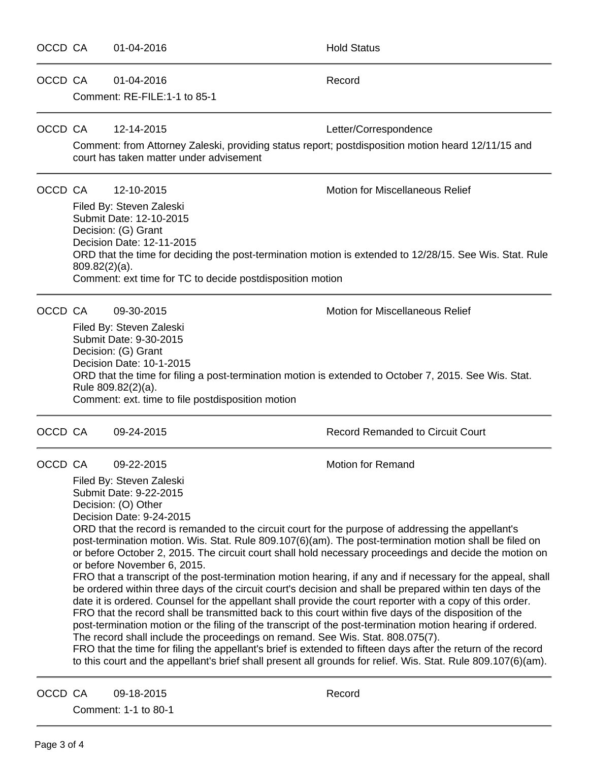OCCD CA 01-04-2016 Hold Status

---

OCCD CA 01-04-2016 Record

Comment: RE-FILE:1-1 to 85-1

---

OCCD CA 12-14-2015 Letter/Correspondence

Comment: from Attorney Zaleski, providing status report; postdisposition motion heard 12/11/15 and court has taken matter under advisement

---

OCCD CA 12-10-2015 Motion for Miscellaneous Relief

Filed By: Steven Zaleski
Submit Date: 12-10-2015
Decision: (G) Grant
Decision Date: 12-11-2015
ORD that the time for deciding the post-termination motion is extended to 12/28/15. See Wis. Stat. Rule 809.82(2)(a).
Comment: ext time for TC to decide postdisposition motion

---

OCCD CA 09-30-2015 Motion for Miscellaneous Relief

Filed By: Steven Zaleski
Submit Date: 9-30-2015
Decision: (G) Grant
Decision Date: 10-1-2015
ORD that the time for filing a post-termination motion is extended to October 7, 2015. See Wis. Stat. Rule 809.82(2)(a).
Comment: ext. time to file postdisposition motion

---

OCCD CA 09-24-2015 Record Remanded to Circuit Court

---

OCCD CA 09-22-2015 Motion for Remand

Filed By: Steven Zaleski
Submit Date: 9-22-2015
Decision: (O) Other
Decision Date: 9-24-2015
ORD that the record is remanded to the circuit court for the purpose of addressing the appellant's post-termination motion. Wis. Stat. Rule 809.107(6)(am). The post-termination motion shall be filed on or before October 2, 2015. The circuit court shall hold necessary proceedings and decide the motion on or before November 6, 2015.
FRO that a transcript of the post-termination motion hearing, if any and if necessary for the appeal, shall be ordered within three days of the circuit court's decision and shall be prepared within ten days of the date it is ordered. Counsel for the appellant shall provide the court reporter with a copy of this order.
FRO that the record shall be transmitted back to this court within five days of the disposition of the post-termination motion or the filing of the transcript of the post-termination motion hearing if ordered. The record shall include the proceedings on remand. See Wis. Stat. 808.075(7).
FRO that the time for filing the appellant's brief is extended to fifteen days after the return of the record to this court and the appellant's brief shall present all grounds for relief. Wis. Stat. Rule 809.107(6)(am).

---

OCCD CA 09-18-2015 Record

Comment: 1-1 to 80-1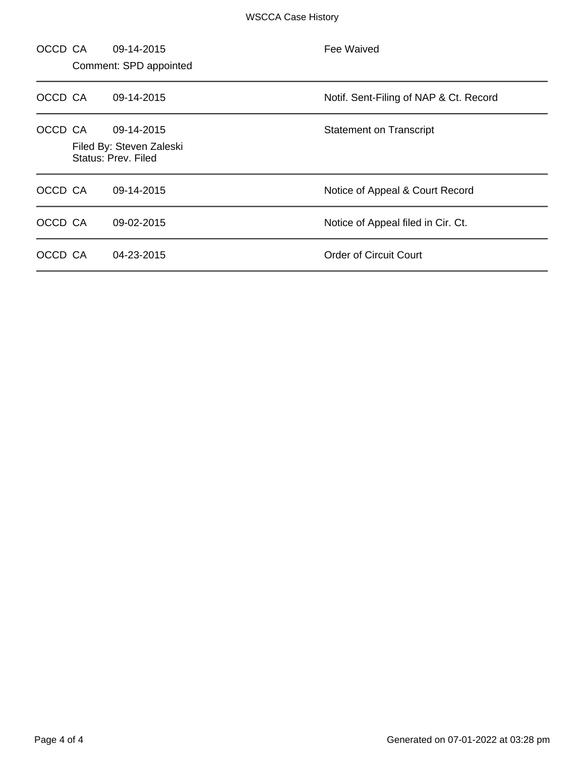| | | | |
|---|---|---|---|
| OCCD | CA | 09-14-2015<br>Comment: SPD appointed | Fee Waived |
| OCCD | CA | 09-14-2015 | Notif. Sent-Filing of NAP & Ct. Record |
| OCCD | CA | 09-14-2015<br>Filed By: Steven Zaleski<br>Status: Prev. Filed | Statement on Transcript |
| OCCD | CA | 09-14-2015 | Notice of Appeal & Court Record |
| OCCD | CA | 09-02-2015 | Notice of Appeal filed in Cir. Ct. |
| OCCD | CA | 04-23-2015 | Order of Circuit Court |